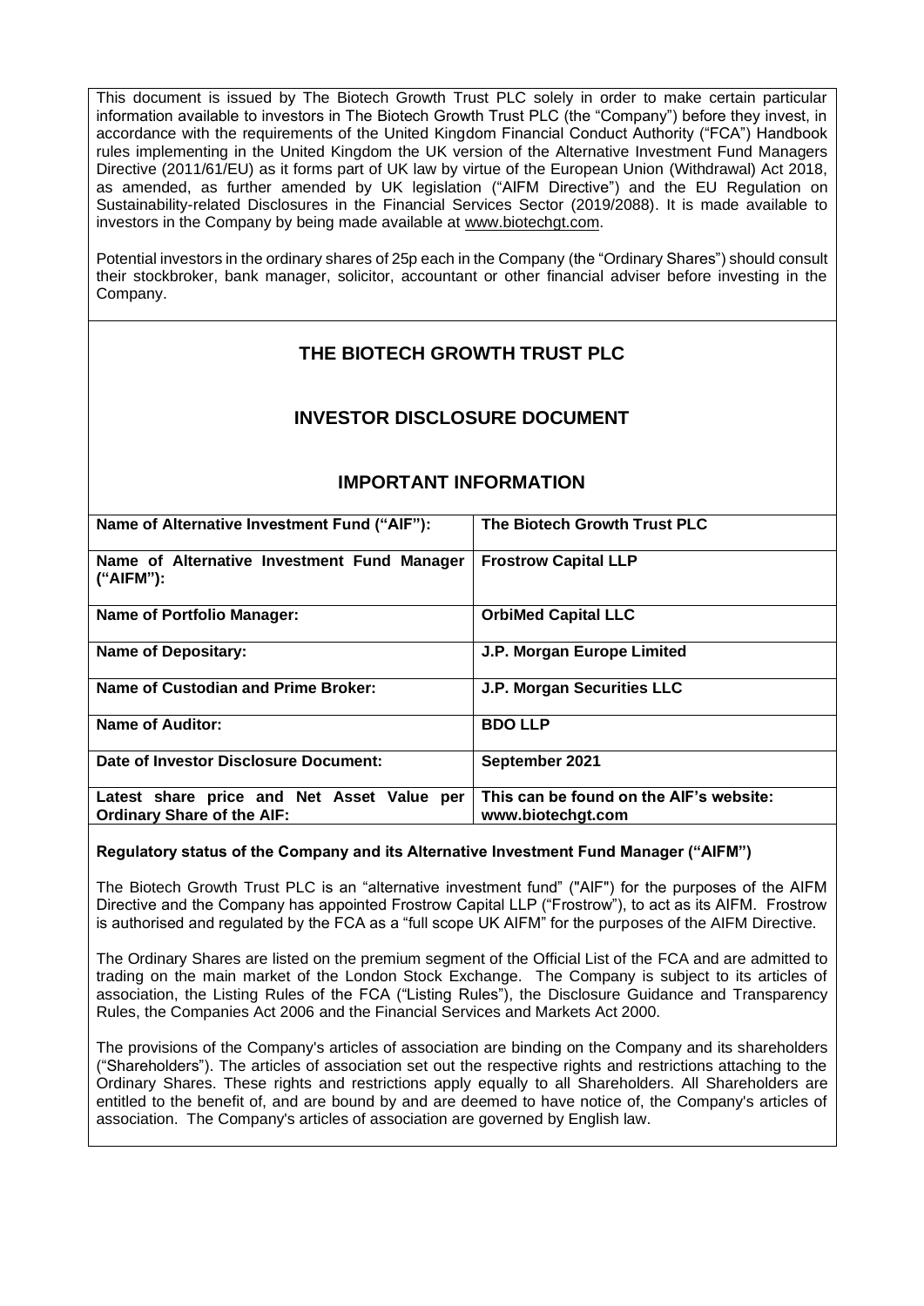This document is issued by The Biotech Growth Trust PLC solely in order to make certain particular information available to investors in The Biotech Growth Trust PLC (the "Company") before they invest, in accordance with the requirements of the United Kingdom Financial Conduct Authority ("FCA") Handbook rules implementing in the United Kingdom the UK version of the Alternative Investment Fund Managers Directive (2011/61/EU) as it forms part of UK law by virtue of the European Union (Withdrawal) Act 2018, as amended, as further amended by UK legislation ("AIFM Directive") and the EU Regulation on Sustainability-related Disclosures in the Financial Services Sector (2019/2088). It is made available to investors in the Company by being made available at www.biotechgt.com.

Potential investors in the ordinary shares of 25p each in the Company (the "Ordinary Shares") should consult their stockbroker, bank manager, solicitor, accountant or other financial adviser before investing in the Company.

# THE BIOTECH GROWTH TRUST PLC

## INVESTOR DISCLOSURE DOCUMENT

## IMPORTANT INFORMATION

| | |
|---|---|
| **Name of Alternative Investment Fund ("AIF"):** | **The Biotech Growth Trust PLC** |
| **Name of Alternative Investment Fund Manager ("AIFM"):** | **Frostrow Capital LLP** |
| **Name of Portfolio Manager:** | **OrbiMed Capital LLC** |
| **Name of Depositary:** | **J.P. Morgan Europe Limited** |
| **Name of Custodian and Prime Broker:** | **J.P. Morgan Securities LLC** |
| **Name of Auditor:** | **BDO LLP** |
| **Date of Investor Disclosure Document:** | **September 2021** |
| **Latest share price and Net Asset Value per Ordinary Share of the AIF:** | **This can be found on the AIF's website: www.biotechgt.com** |

**Regulatory status of the Company and its Alternative Investment Fund Manager ("AIFM")**

The Biotech Growth Trust PLC is an "alternative investment fund" ("AIF") for the purposes of the AIFM Directive and the Company has appointed Frostrow Capital LLP ("Frostrow"), to act as its AIFM. Frostrow is authorised and regulated by the FCA as a "full scope UK AIFM" for the purposes of the AIFM Directive.

The Ordinary Shares are listed on the premium segment of the Official List of the FCA and are admitted to trading on the main market of the London Stock Exchange. The Company is subject to its articles of association, the Listing Rules of the FCA ("Listing Rules"), the Disclosure Guidance and Transparency Rules, the Companies Act 2006 and the Financial Services and Markets Act 2000.

The provisions of the Company's articles of association are binding on the Company and its shareholders ("Shareholders"). The articles of association set out the respective rights and restrictions attaching to the Ordinary Shares. These rights and restrictions apply equally to all Shareholders. All Shareholders are entitled to the benefit of, and are bound by and are deemed to have notice of, the Company's articles of association. The Company's articles of association are governed by English law.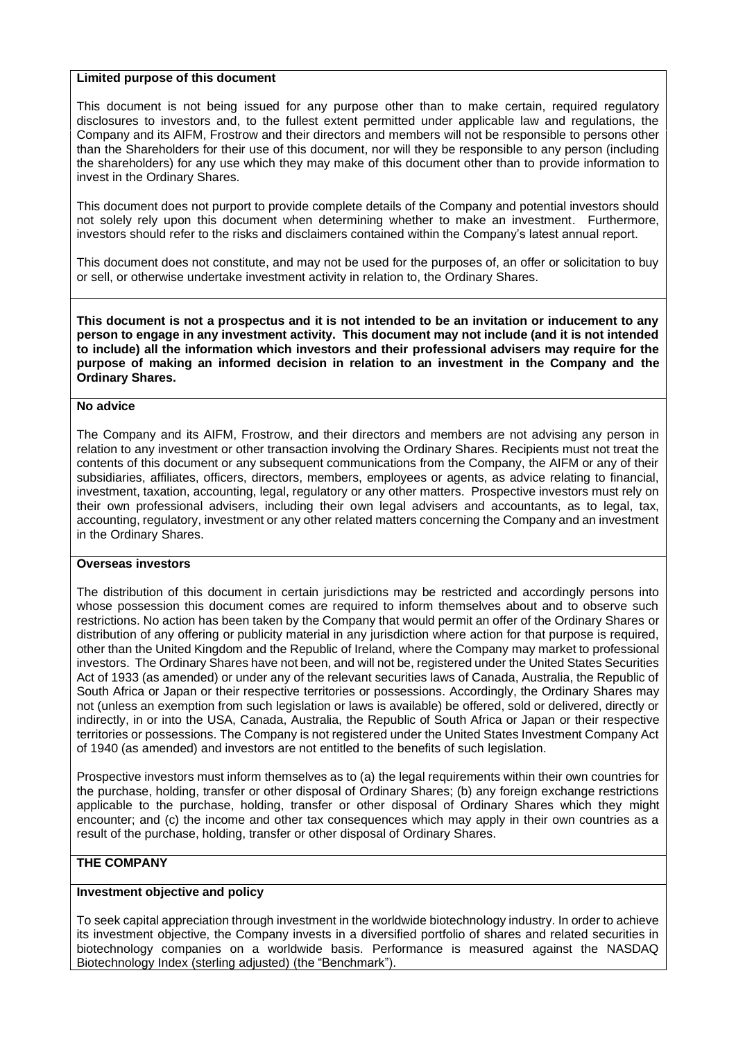**Limited purpose of this document**

This document is not being issued for any purpose other than to make certain, required regulatory disclosures to investors and, to the fullest extent permitted under applicable law and regulations, the Company and its AIFM, Frostrow and their directors and members will not be responsible to persons other than the Shareholders for their use of this document, nor will they be responsible to any person (including the shareholders) for any use which they may make of this document other than to provide information to invest in the Ordinary Shares.

This document does not purport to provide complete details of the Company and potential investors should not solely rely upon this document when determining whether to make an investment. Furthermore, investors should refer to the risks and disclaimers contained within the Company's latest annual report.

This document does not constitute, and may not be used for the purposes of, an offer or solicitation to buy or sell, or otherwise undertake investment activity in relation to, the Ordinary Shares.

**This document is not a prospectus and it is not intended to be an invitation or inducement to any person to engage in any investment activity. This document may not include (and it is not intended to include) all the information which investors and their professional advisers may require for the purpose of making an informed decision in relation to an investment in the Company and the Ordinary Shares.**

**No advice**

The Company and its AIFM, Frostrow, and their directors and members are not advising any person in relation to any investment or other transaction involving the Ordinary Shares. Recipients must not treat the contents of this document or any subsequent communications from the Company, the AIFM or any of their subsidiaries, affiliates, officers, directors, members, employees or agents, as advice relating to financial, investment, taxation, accounting, legal, regulatory or any other matters. Prospective investors must rely on their own professional advisers, including their own legal advisers and accountants, as to legal, tax, accounting, regulatory, investment or any other related matters concerning the Company and an investment in the Ordinary Shares.

**Overseas investors**

The distribution of this document in certain jurisdictions may be restricted and accordingly persons into whose possession this document comes are required to inform themselves about and to observe such restrictions. No action has been taken by the Company that would permit an offer of the Ordinary Shares or distribution of any offering or publicity material in any jurisdiction where action for that purpose is required, other than the United Kingdom and the Republic of Ireland, where the Company may market to professional investors. The Ordinary Shares have not been, and will not be, registered under the United States Securities Act of 1933 (as amended) or under any of the relevant securities laws of Canada, Australia, the Republic of South Africa or Japan or their respective territories or possessions. Accordingly, the Ordinary Shares may not (unless an exemption from such legislation or laws is available) be offered, sold or delivered, directly or indirectly, in or into the USA, Canada, Australia, the Republic of South Africa or Japan or their respective territories or possessions. The Company is not registered under the United States Investment Company Act of 1940 (as amended) and investors are not entitled to the benefits of such legislation.

Prospective investors must inform themselves as to (a) the legal requirements within their own countries for the purchase, holding, transfer or other disposal of Ordinary Shares; (b) any foreign exchange restrictions applicable to the purchase, holding, transfer or other disposal of Ordinary Shares which they might encounter; and (c) the income and other tax consequences which may apply in their own countries as a result of the purchase, holding, transfer or other disposal of Ordinary Shares.

## THE COMPANY

**Investment objective and policy**

To seek capital appreciation through investment in the worldwide biotechnology industry. In order to achieve its investment objective, the Company invests in a diversified portfolio of shares and related securities in biotechnology companies on a worldwide basis. Performance is measured against the NASDAQ Biotechnology Index (sterling adjusted) (the "Benchmark").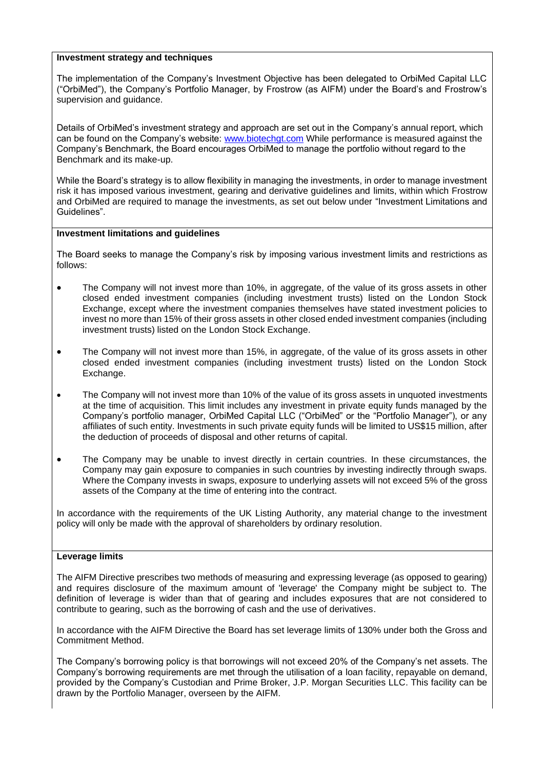**Investment strategy and techniques**

The implementation of the Company's Investment Objective has been delegated to OrbiMed Capital LLC ("OrbiMed"), the Company's Portfolio Manager, by Frostrow (as AIFM) under the Board's and Frostrow's supervision and guidance.

Details of OrbiMed's investment strategy and approach are set out in the Company's annual report, which can be found on the Company's website: www.biotechgt.com While performance is measured against the Company's Benchmark, the Board encourages OrbiMed to manage the portfolio without regard to the Benchmark and its make-up.

While the Board's strategy is to allow flexibility in managing the investments, in order to manage investment risk it has imposed various investment, gearing and derivative guidelines and limits, within which Frostrow and OrbiMed are required to manage the investments, as set out below under "Investment Limitations and Guidelines".

**Investment limitations and guidelines**

The Board seeks to manage the Company's risk by imposing various investment limits and restrictions as follows:

- The Company will not invest more than 10%, in aggregate, of the value of its gross assets in other closed ended investment companies (including investment trusts) listed on the London Stock Exchange, except where the investment companies themselves have stated investment policies to invest no more than 15% of their gross assets in other closed ended investment companies (including investment trusts) listed on the London Stock Exchange.
- The Company will not invest more than 15%, in aggregate, of the value of its gross assets in other closed ended investment companies (including investment trusts) listed on the London Stock Exchange.
- The Company will not invest more than 10% of the value of its gross assets in unquoted investments at the time of acquisition. This limit includes any investment in private equity funds managed by the Company's portfolio manager, OrbiMed Capital LLC ("OrbiMed" or the "Portfolio Manager"), or any affiliates of such entity. Investments in such private equity funds will be limited to US$15 million, after the deduction of proceeds of disposal and other returns of capital.
- The Company may be unable to invest directly in certain countries. In these circumstances, the Company may gain exposure to companies in such countries by investing indirectly through swaps. Where the Company invests in swaps, exposure to underlying assets will not exceed 5% of the gross assets of the Company at the time of entering into the contract.

In accordance with the requirements of the UK Listing Authority, any material change to the investment policy will only be made with the approval of shareholders by ordinary resolution.

**Leverage limits**

The AIFM Directive prescribes two methods of measuring and expressing leverage (as opposed to gearing) and requires disclosure of the maximum amount of 'leverage' the Company might be subject to. The definition of leverage is wider than that of gearing and includes exposures that are not considered to contribute to gearing, such as the borrowing of cash and the use of derivatives.

In accordance with the AIFM Directive the Board has set leverage limits of 130% under both the Gross and Commitment Method.

The Company's borrowing policy is that borrowings will not exceed 20% of the Company's net assets. The Company's borrowing requirements are met through the utilisation of a loan facility, repayable on demand, provided by the Company's Custodian and Prime Broker, J.P. Morgan Securities LLC. This facility can be drawn by the Portfolio Manager, overseen by the AIFM.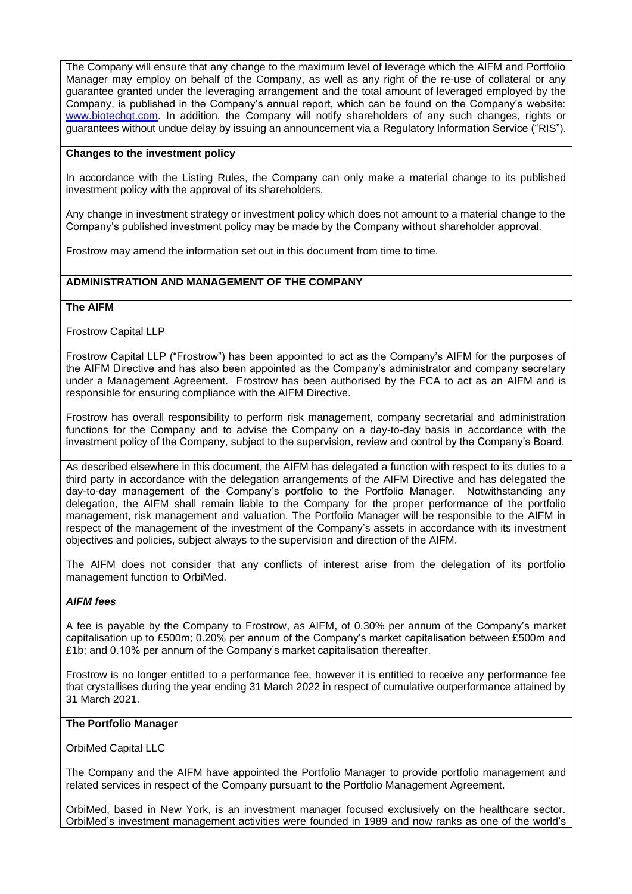The Company will ensure that any change to the maximum level of leverage which the AIFM and Portfolio Manager may employ on behalf of the Company, as well as any right of the re-use of collateral or any guarantee granted under the leveraging arrangement and the total amount of leveraged employed by the Company, is published in the Company's annual report, which can be found on the Company's website: www.biotechgt.com. In addition, the Company will notify shareholders of any such changes, rights or guarantees without undue delay by issuing an announcement via a Regulatory Information Service ("RIS").

### Changes to the investment policy

In accordance with the Listing Rules, the Company can only make a material change to its published investment policy with the approval of its shareholders.

Any change in investment strategy or investment policy which does not amount to a material change to the Company's published investment policy may be made by the Company without shareholder approval.

Frostrow may amend the information set out in this document from time to time.

## ADMINISTRATION AND MANAGEMENT OF THE COMPANY

### The AIFM

Frostrow Capital LLP

Frostrow Capital LLP ("Frostrow") has been appointed to act as the Company's AIFM for the purposes of the AIFM Directive and has also been appointed as the Company's administrator and company secretary under a Management Agreement. Frostrow has been authorised by the FCA to act as an AIFM and is responsible for ensuring compliance with the AIFM Directive.

Frostrow has overall responsibility to perform risk management, company secretarial and administration functions for the Company and to advise the Company on a day-to-day basis in accordance with the investment policy of the Company, subject to the supervision, review and control by the Company's Board.

As described elsewhere in this document, the AIFM has delegated a function with respect to its duties to a third party in accordance with the delegation arrangements of the AIFM Directive and has delegated the day-to-day management of the Company's portfolio to the Portfolio Manager. Notwithstanding any delegation, the AIFM shall remain liable to the Company for the proper performance of the portfolio management, risk management and valuation. The Portfolio Manager will be responsible to the AIFM in respect of the management of the investment of the Company's assets in accordance with its investment objectives and policies, subject always to the supervision and direction of the AIFM.

The AIFM does not consider that any conflicts of interest arise from the delegation of its portfolio management function to OrbiMed.

#### *AIFM fees*

A fee is payable by the Company to Frostrow, as AIFM, of 0.30% per annum of the Company's market capitalisation up to £500m; 0.20% per annum of the Company's market capitalisation between £500m and £1b; and 0.10% per annum of the Company's market capitalisation thereafter.

Frostrow is no longer entitled to a performance fee, however it is entitled to receive any performance fee that crystallises during the year ending 31 March 2022 in respect of cumulative outperformance attained by 31 March 2021.

### The Portfolio Manager

OrbiMed Capital LLC

The Company and the AIFM have appointed the Portfolio Manager to provide portfolio management and related services in respect of the Company pursuant to the Portfolio Management Agreement.

OrbiMed, based in New York, is an investment manager focused exclusively on the healthcare sector. OrbiMed's investment management activities were founded in 1989 and now ranks as one of the world's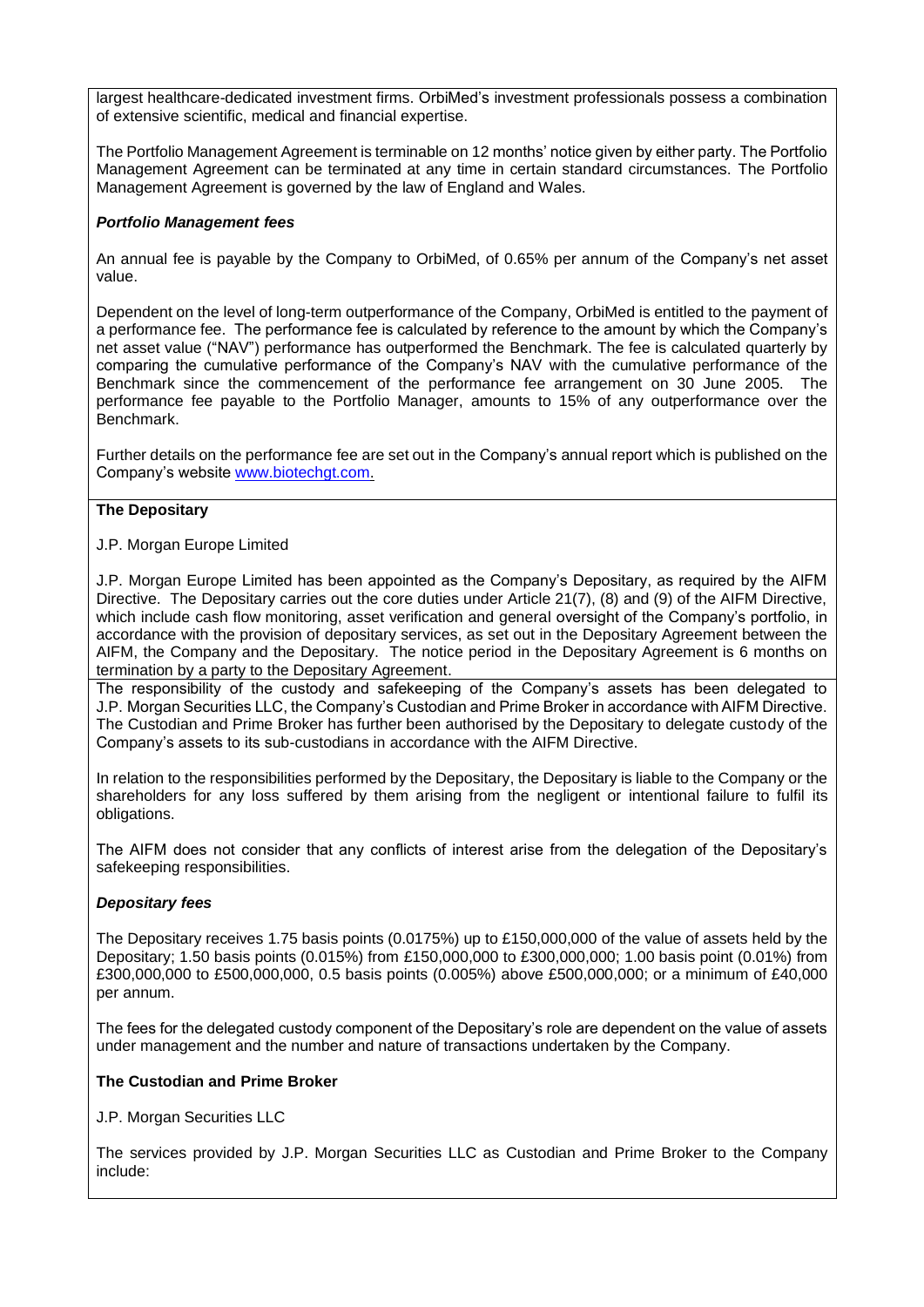largest healthcare-dedicated investment firms. OrbiMed's investment professionals possess a combination of extensive scientific, medical and financial expertise.

The Portfolio Management Agreement is terminable on 12 months' notice given by either party. The Portfolio Management Agreement can be terminated at any time in certain standard circumstances. The Portfolio Management Agreement is governed by the law of England and Wales.

***Portfolio Management fees***

An annual fee is payable by the Company to OrbiMed, of 0.65% per annum of the Company's net asset value.

Dependent on the level of long-term outperformance of the Company, OrbiMed is entitled to the payment of a performance fee. The performance fee is calculated by reference to the amount by which the Company's net asset value ("NAV") performance has outperformed the Benchmark. The fee is calculated quarterly by comparing the cumulative performance of the Company's NAV with the cumulative performance of the Benchmark since the commencement of the performance fee arrangement on 30 June 2005. The performance fee payable to the Portfolio Manager, amounts to 15% of any outperformance over the Benchmark.

Further details on the performance fee are set out in the Company's annual report which is published on the Company's website www.biotechgt.com.

**The Depositary**

J.P. Morgan Europe Limited

J.P. Morgan Europe Limited has been appointed as the Company's Depositary, as required by the AIFM Directive. The Depositary carries out the core duties under Article 21(7), (8) and (9) of the AIFM Directive, which include cash flow monitoring, asset verification and general oversight of the Company's portfolio, in accordance with the provision of depositary services, as set out in the Depositary Agreement between the AIFM, the Company and the Depositary. The notice period in the Depositary Agreement is 6 months on termination by a party to the Depositary Agreement.

The responsibility of the custody and safekeeping of the Company's assets has been delegated to J.P. Morgan Securities LLC, the Company's Custodian and Prime Broker in accordance with AIFM Directive. The Custodian and Prime Broker has further been authorised by the Depositary to delegate custody of the Company's assets to its sub-custodians in accordance with the AIFM Directive.

In relation to the responsibilities performed by the Depositary, the Depositary is liable to the Company or the shareholders for any loss suffered by them arising from the negligent or intentional failure to fulfil its obligations.

The AIFM does not consider that any conflicts of interest arise from the delegation of the Depositary's safekeeping responsibilities.

***Depositary fees***

The Depositary receives 1.75 basis points (0.0175%) up to £150,000,000 of the value of assets held by the Depositary; 1.50 basis points (0.015%) from £150,000,000 to £300,000,000; 1.00 basis point (0.01%) from £300,000,000 to £500,000,000, 0.5 basis points (0.005%) above £500,000,000; or a minimum of £40,000 per annum.

The fees for the delegated custody component of the Depositary's role are dependent on the value of assets under management and the number and nature of transactions undertaken by the Company.

**The Custodian and Prime Broker**

J.P. Morgan Securities LLC

The services provided by J.P. Morgan Securities LLC as Custodian and Prime Broker to the Company include: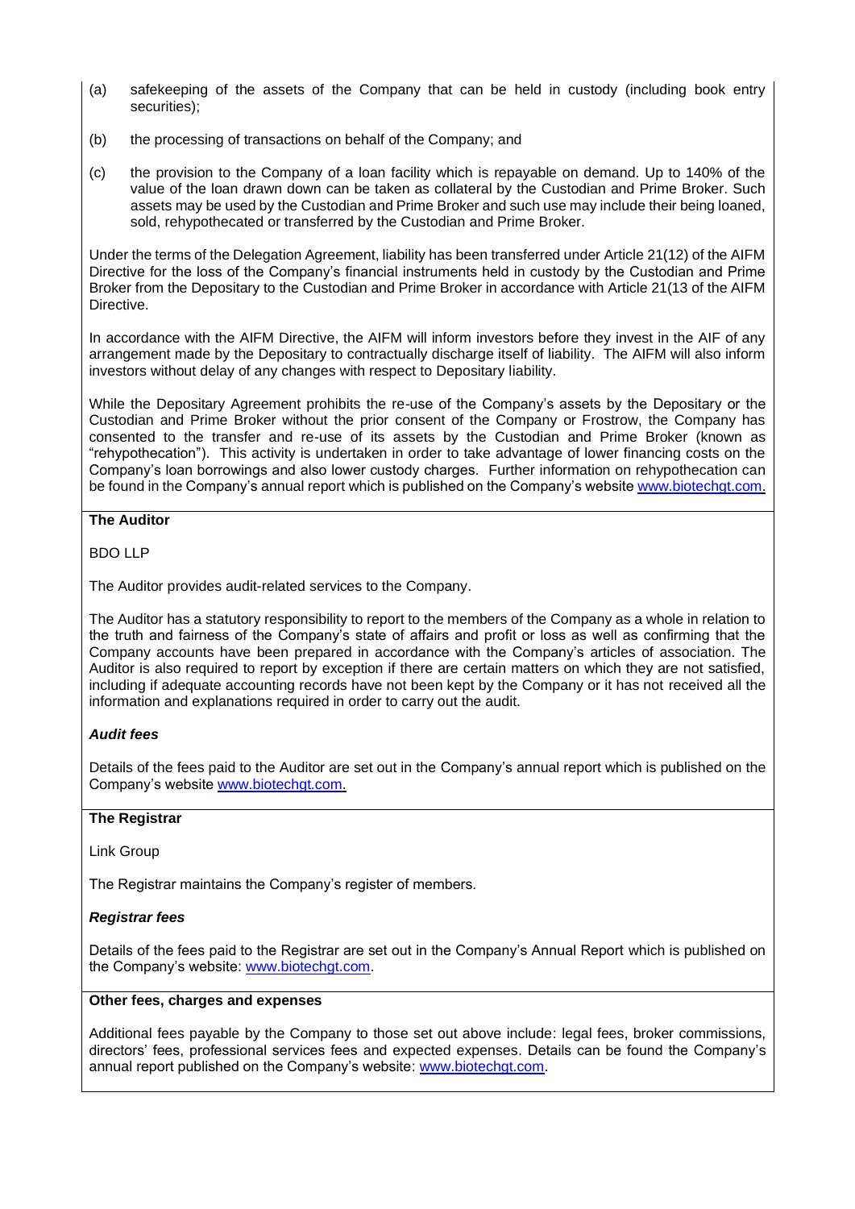(a) safekeeping of the assets of the Company that can be held in custody (including book entry securities);

(b) the processing of transactions on behalf of the Company; and

(c) the provision to the Company of a loan facility which is repayable on demand. Up to 140% of the value of the loan drawn down can be taken as collateral by the Custodian and Prime Broker. Such assets may be used by the Custodian and Prime Broker and such use may include their being loaned, sold, rehypothecated or transferred by the Custodian and Prime Broker.

Under the terms of the Delegation Agreement, liability has been transferred under Article 21(12) of the AIFM Directive for the loss of the Company's financial instruments held in custody by the Custodian and Prime Broker from the Depositary to the Custodian and Prime Broker in accordance with Article 21(13 of the AIFM Directive.

In accordance with the AIFM Directive, the AIFM will inform investors before they invest in the AIF of any arrangement made by the Depositary to contractually discharge itself of liability. The AIFM will also inform investors without delay of any changes with respect to Depositary liability.

While the Depositary Agreement prohibits the re-use of the Company's assets by the Depositary or the Custodian and Prime Broker without the prior consent of the Company or Frostrow, the Company has consented to the transfer and re-use of its assets by the Custodian and Prime Broker (known as "rehypothecation"). This activity is undertaken in order to take advantage of lower financing costs on the Company's loan borrowings and also lower custody charges. Further information on rehypothecation can be found in the Company's annual report which is published on the Company's website www.biotechgt.com.

**The Auditor**

BDO LLP

The Auditor provides audit-related services to the Company.

The Auditor has a statutory responsibility to report to the members of the Company as a whole in relation to the truth and fairness of the Company's state of affairs and profit or loss as well as confirming that the Company accounts have been prepared in accordance with the Company's articles of association. The Auditor is also required to report by exception if there are certain matters on which they are not satisfied, including if adequate accounting records have not been kept by the Company or it has not received all the information and explanations required in order to carry out the audit.

***Audit fees***

Details of the fees paid to the Auditor are set out in the Company's annual report which is published on the Company's website www.biotechgt.com.

**The Registrar**

Link Group

The Registrar maintains the Company's register of members.

***Registrar fees***

Details of the fees paid to the Registrar are set out in the Company's Annual Report which is published on the Company's website: www.biotechgt.com.

**Other fees, charges and expenses**

Additional fees payable by the Company to those set out above include: legal fees, broker commissions, directors' fees, professional services fees and expected expenses. Details can be found the Company's annual report published on the Company's website: www.biotechgt.com.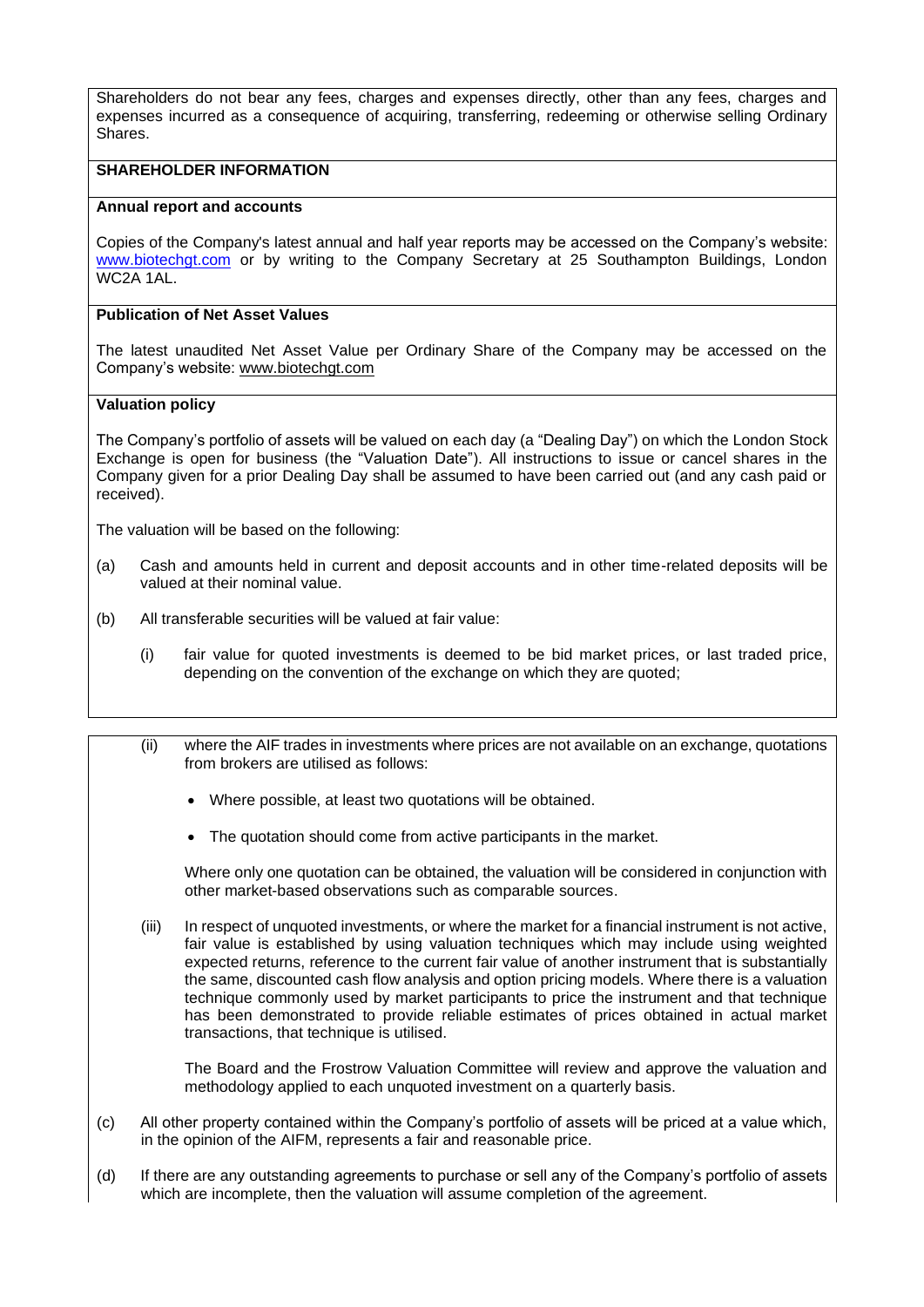Shareholders do not bear any fees, charges and expenses directly, other than any fees, charges and expenses incurred as a consequence of acquiring, transferring, redeeming or otherwise selling Ordinary Shares.

## SHAREHOLDER INFORMATION

### Annual report and accounts

Copies of the Company's latest annual and half year reports may be accessed on the Company's website: www.biotechgt.com or by writing to the Company Secretary at 25 Southampton Buildings, London WC2A 1AL.

### Publication of Net Asset Values

The latest unaudited Net Asset Value per Ordinary Share of the Company may be accessed on the Company's website: www.biotechgt.com

### Valuation policy

The Company's portfolio of assets will be valued on each day (a "Dealing Day") on which the London Stock Exchange is open for business (the "Valuation Date"). All instructions to issue or cancel shares in the Company given for a prior Dealing Day shall be assumed to have been carried out (and any cash paid or received).

The valuation will be based on the following:

(a) Cash and amounts held in current and deposit accounts and in other time-related deposits will be valued at their nominal value.

(b) All transferable securities will be valued at fair value:

(i) fair value for quoted investments is deemed to be bid market prices, or last traded price, depending on the convention of the exchange on which they are quoted;

(ii) where the AIF trades in investments where prices are not available on an exchange, quotations from brokers are utilised as follows:

- Where possible, at least two quotations will be obtained.
- The quotation should come from active participants in the market.

Where only one quotation can be obtained, the valuation will be considered in conjunction with other market-based observations such as comparable sources.

(iii) In respect of unquoted investments, or where the market for a financial instrument is not active, fair value is established by using valuation techniques which may include using weighted expected returns, reference to the current fair value of another instrument that is substantially the same, discounted cash flow analysis and option pricing models. Where there is a valuation technique commonly used by market participants to price the instrument and that technique has been demonstrated to provide reliable estimates of prices obtained in actual market transactions, that technique is utilised.

The Board and the Frostrow Valuation Committee will review and approve the valuation and methodology applied to each unquoted investment on a quarterly basis.

(c) All other property contained within the Company's portfolio of assets will be priced at a value which, in the opinion of the AIFM, represents a fair and reasonable price.

(d) If there are any outstanding agreements to purchase or sell any of the Company's portfolio of assets which are incomplete, then the valuation will assume completion of the agreement.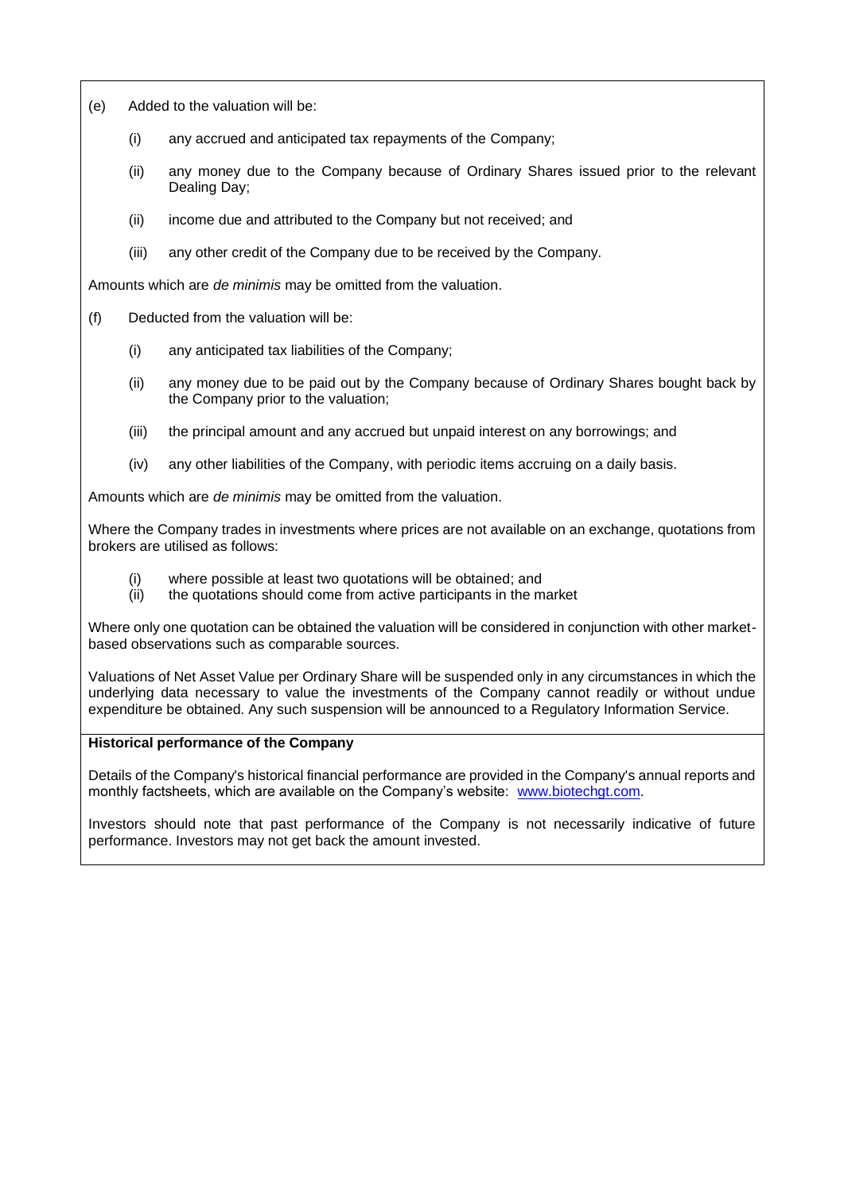(e) Added to the valuation will be:

  (i) any accrued and anticipated tax repayments of the Company;

  (ii) any money due to the Company because of Ordinary Shares issued prior to the relevant Dealing Day;

  (ii) income due and attributed to the Company but not received; and

  (iii) any other credit of the Company due to be received by the Company.

Amounts which are *de minimis* may be omitted from the valuation.

(f) Deducted from the valuation will be:

  (i) any anticipated tax liabilities of the Company;

  (ii) any money due to be paid out by the Company because of Ordinary Shares bought back by the Company prior to the valuation;

  (iii) the principal amount and any accrued but unpaid interest on any borrowings; and

  (iv) any other liabilities of the Company, with periodic items accruing on a daily basis.

Amounts which are *de minimis* may be omitted from the valuation.

Where the Company trades in investments where prices are not available on an exchange, quotations from brokers are utilised as follows:

  (i) where possible at least two quotations will be obtained; and
  (ii) the quotations should come from active participants in the market

Where only one quotation can be obtained the valuation will be considered in conjunction with other market-based observations such as comparable sources.

Valuations of Net Asset Value per Ordinary Share will be suspended only in any circumstances in which the underlying data necessary to value the investments of the Company cannot readily or without undue expenditure be obtained. Any such suspension will be announced to a Regulatory Information Service.

**Historical performance of the Company**

Details of the Company's historical financial performance are provided in the Company's annual reports and monthly factsheets, which are available on the Company's website: [www.biotechgt.com](www.biotechgt.com).

Investors should note that past performance of the Company is not necessarily indicative of future performance. Investors may not get back the amount invested.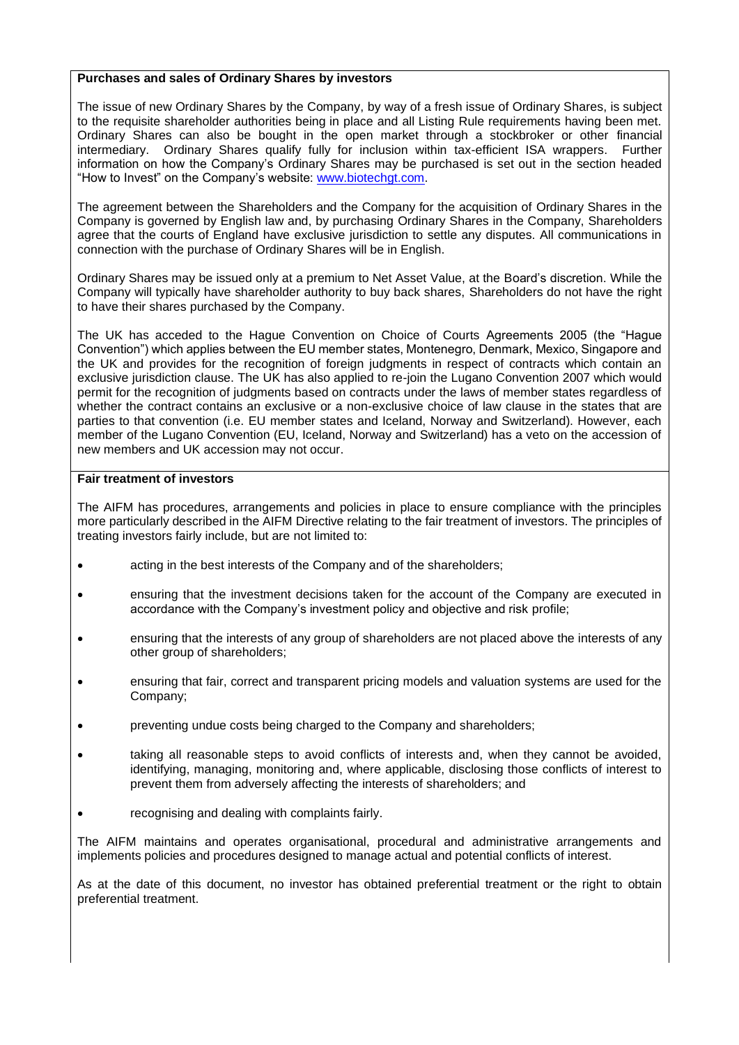**Purchases and sales of Ordinary Shares by investors**

The issue of new Ordinary Shares by the Company, by way of a fresh issue of Ordinary Shares, is subject to the requisite shareholder authorities being in place and all Listing Rule requirements having been met. Ordinary Shares can also be bought in the open market through a stockbroker or other financial intermediary. Ordinary Shares qualify fully for inclusion within tax-efficient ISA wrappers. Further information on how the Company's Ordinary Shares may be purchased is set out in the section headed "How to Invest" on the Company's website: www.biotechgt.com.

The agreement between the Shareholders and the Company for the acquisition of Ordinary Shares in the Company is governed by English law and, by purchasing Ordinary Shares in the Company, Shareholders agree that the courts of England have exclusive jurisdiction to settle any disputes. All communications in connection with the purchase of Ordinary Shares will be in English.

Ordinary Shares may be issued only at a premium to Net Asset Value, at the Board's discretion. While the Company will typically have shareholder authority to buy back shares, Shareholders do not have the right to have their shares purchased by the Company.

The UK has acceded to the Hague Convention on Choice of Courts Agreements 2005 (the "Hague Convention") which applies between the EU member states, Montenegro, Denmark, Mexico, Singapore and the UK and provides for the recognition of foreign judgments in respect of contracts which contain an exclusive jurisdiction clause. The UK has also applied to re-join the Lugano Convention 2007 which would permit for the recognition of judgments based on contracts under the laws of member states regardless of whether the contract contains an exclusive or a non-exclusive choice of law clause in the states that are parties to that convention (i.e. EU member states and Iceland, Norway and Switzerland). However, each member of the Lugano Convention (EU, Iceland, Norway and Switzerland) has a veto on the accession of new members and UK accession may not occur.

**Fair treatment of investors**

The AIFM has procedures, arrangements and policies in place to ensure compliance with the principles more particularly described in the AIFM Directive relating to the fair treatment of investors. The principles of treating investors fairly include, but are not limited to:

- acting in the best interests of the Company and of the shareholders;
- ensuring that the investment decisions taken for the account of the Company are executed in accordance with the Company's investment policy and objective and risk profile;
- ensuring that the interests of any group of shareholders are not placed above the interests of any other group of shareholders;
- ensuring that fair, correct and transparent pricing models and valuation systems are used for the Company;
- preventing undue costs being charged to the Company and shareholders;
- taking all reasonable steps to avoid conflicts of interests and, when they cannot be avoided, identifying, managing, monitoring and, where applicable, disclosing those conflicts of interest to prevent them from adversely affecting the interests of shareholders; and
- recognising and dealing with complaints fairly.

The AIFM maintains and operates organisational, procedural and administrative arrangements and implements policies and procedures designed to manage actual and potential conflicts of interest.

As at the date of this document, no investor has obtained preferential treatment or the right to obtain preferential treatment.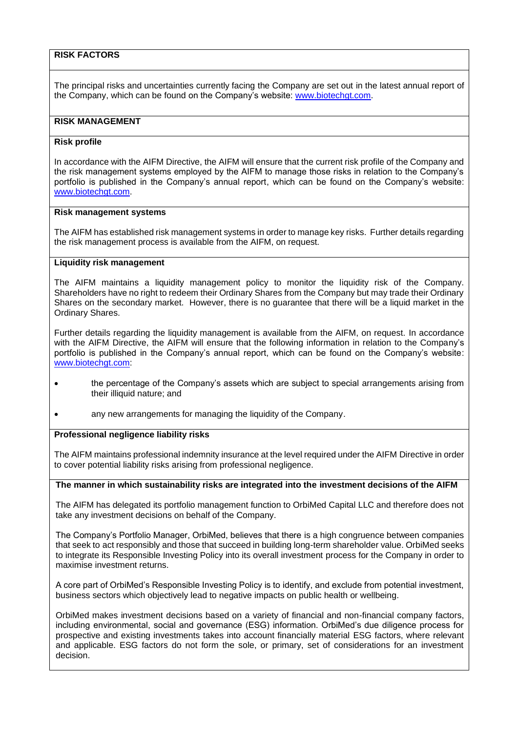## RISK FACTORS

The principal risks and uncertainties currently facing the Company are set out in the latest annual report of the Company, which can be found on the Company's website: [www.biotechgt.com](http://www.biotechgt.com).

## RISK MANAGEMENT

### Risk profile

In accordance with the AIFM Directive, the AIFM will ensure that the current risk profile of the Company and the risk management systems employed by the AIFM to manage those risks in relation to the Company's portfolio is published in the Company's annual report, which can be found on the Company's website: [www.biotechgt.com](http://www.biotechgt.com).

### Risk management systems

The AIFM has established risk management systems in order to manage key risks. Further details regarding the risk management process is available from the AIFM, on request.

### Liquidity risk management

The AIFM maintains a liquidity management policy to monitor the liquidity risk of the Company. Shareholders have no right to redeem their Ordinary Shares from the Company but may trade their Ordinary Shares on the secondary market. However, there is no guarantee that there will be a liquid market in the Ordinary Shares.

Further details regarding the liquidity management is available from the AIFM, on request. In accordance with the AIFM Directive, the AIFM will ensure that the following information in relation to the Company's portfolio is published in the Company's annual report, which can be found on the Company's website: [www.biotechgt.com](http://www.biotechgt.com):

- the percentage of the Company's assets which are subject to special arrangements arising from their illiquid nature; and
- any new arrangements for managing the liquidity of the Company.

### Professional negligence liability risks

The AIFM maintains professional indemnity insurance at the level required under the AIFM Directive in order to cover potential liability risks arising from professional negligence.

### The manner in which sustainability risks are integrated into the investment decisions of the AIFM

The AIFM has delegated its portfolio management function to OrbiMed Capital LLC and therefore does not take any investment decisions on behalf of the Company.

The Company's Portfolio Manager, OrbiMed, believes that there is a high congruence between companies that seek to act responsibly and those that succeed in building long-term shareholder value. OrbiMed seeks to integrate its Responsible Investing Policy into its overall investment process for the Company in order to maximise investment returns.

A core part of OrbiMed's Responsible Investing Policy is to identify, and exclude from potential investment, business sectors which objectively lead to negative impacts on public health or wellbeing.

OrbiMed makes investment decisions based on a variety of financial and non-financial company factors, including environmental, social and governance (ESG) information. OrbiMed's due diligence process for prospective and existing investments takes into account financially material ESG factors, where relevant and applicable. ESG factors do not form the sole, or primary, set of considerations for an investment decision.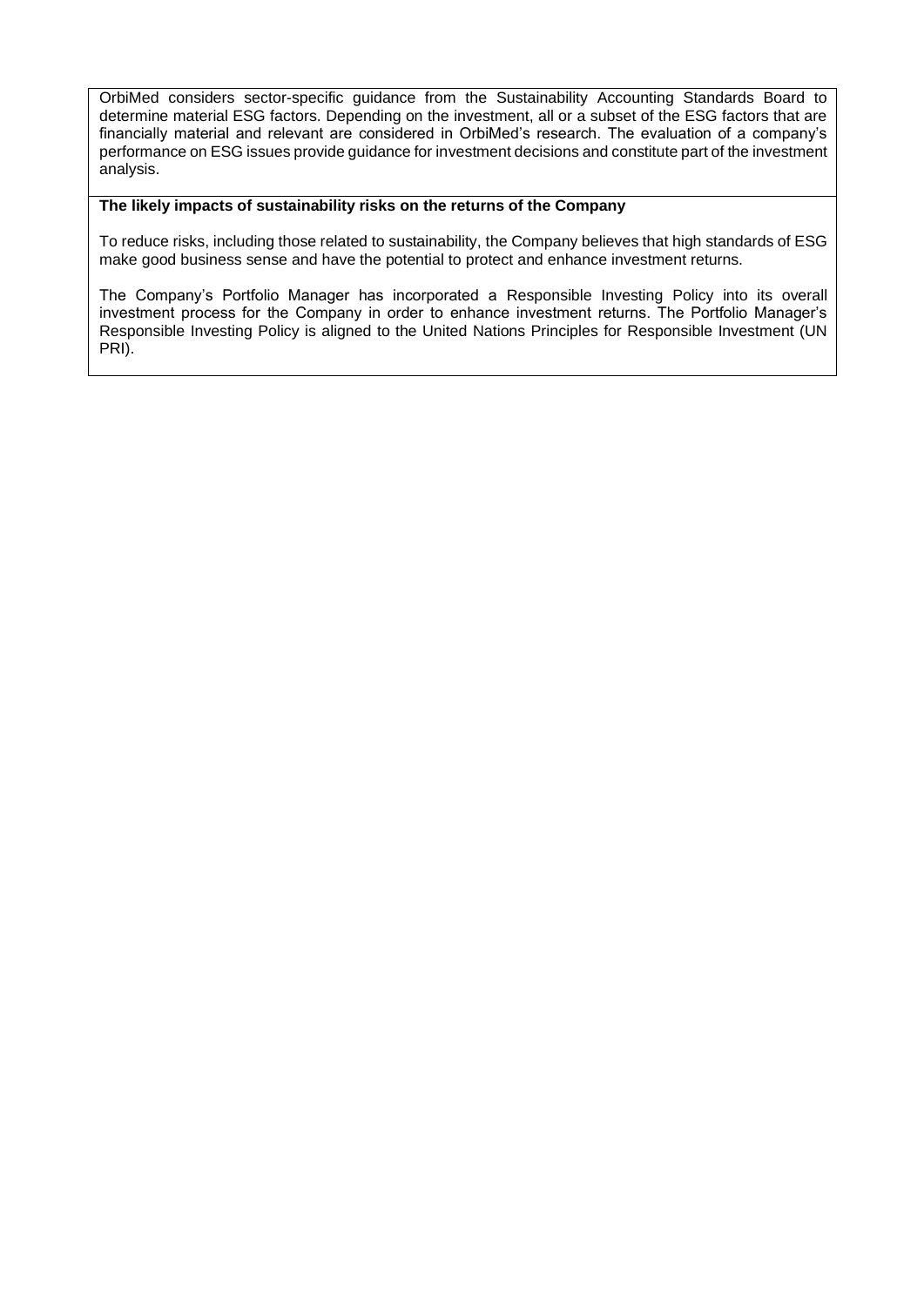OrbiMed considers sector-specific guidance from the Sustainability Accounting Standards Board to determine material ESG factors. Depending on the investment, all or a subset of the ESG factors that are financially material and relevant are considered in OrbiMed's research. The evaluation of a company's performance on ESG issues provide guidance for investment decisions and constitute part of the investment analysis.

**The likely impacts of sustainability risks on the returns of the Company**

To reduce risks, including those related to sustainability, the Company believes that high standards of ESG make good business sense and have the potential to protect and enhance investment returns.

The Company's Portfolio Manager has incorporated a Responsible Investing Policy into its overall investment process for the Company in order to enhance investment returns. The Portfolio Manager's Responsible Investing Policy is aligned to the United Nations Principles for Responsible Investment (UN PRI).